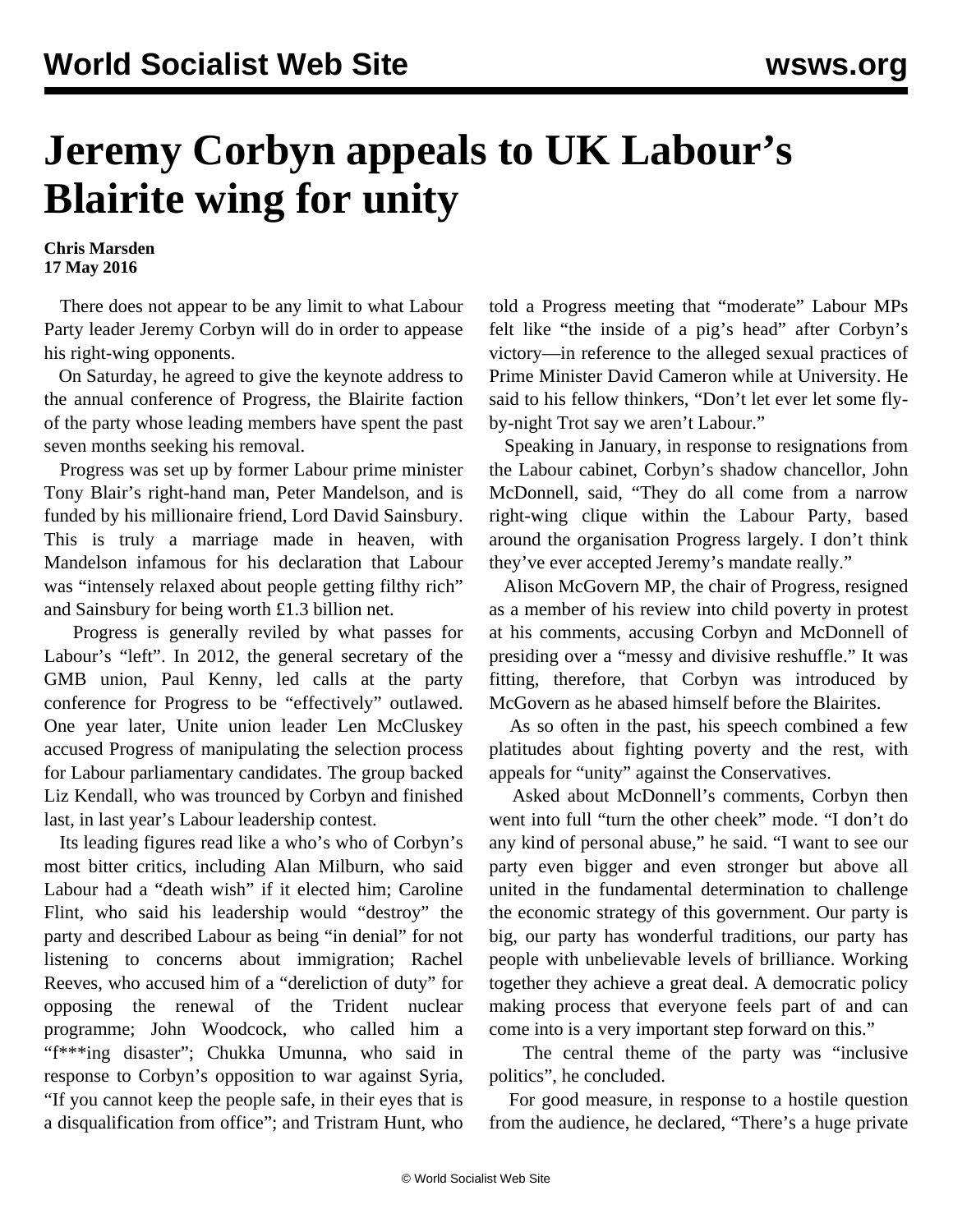# Jeremy Corbyn appeals to UK Labour's Blairite wing for unity

**Chris Marsden**
**17 May 2016**

There does not appear to be any limit to what Labour Party leader Jeremy Corbyn will do in order to appease his right-wing opponents.

On Saturday, he agreed to give the keynote address to the annual conference of Progress, the Blairite faction of the party whose leading members have spent the past seven months seeking his removal.

Progress was set up by former Labour prime minister Tony Blair's right-hand man, Peter Mandelson, and is funded by his millionaire friend, Lord David Sainsbury. This is truly a marriage made in heaven, with Mandelson infamous for his declaration that Labour was "intensely relaxed about people getting filthy rich" and Sainsbury for being worth £1.3 billion net.

Progress is generally reviled by what passes for Labour's "left". In 2012, the general secretary of the GMB union, Paul Kenny, led calls at the party conference for Progress to be "effectively" outlawed. One year later, Unite union leader Len McCluskey accused Progress of manipulating the selection process for Labour parliamentary candidates. The group backed Liz Kendall, who was trounced by Corbyn and finished last, in last year's Labour leadership contest.

Its leading figures read like a who's who of Corbyn's most bitter critics, including Alan Milburn, who said Labour had a "death wish" if it elected him; Caroline Flint, who said his leadership would "destroy" the party and described Labour as being "in denial" for not listening to concerns about immigration; Rachel Reeves, who accused him of a "dereliction of duty" for opposing the renewal of the Trident nuclear programme; John Woodcock, who called him a "f***ing disaster"; Chukka Umunna, who said in response to Corbyn's opposition to war against Syria, "If you cannot keep the people safe, in their eyes that is a disqualification from office"; and Tristram Hunt, who told a Progress meeting that "moderate" Labour MPs felt like "the inside of a pig's head" after Corbyn's victory—in reference to the alleged sexual practices of Prime Minister David Cameron while at University. He said to his fellow thinkers, "Don't let ever let some fly-by-night Trot say we aren't Labour."

Speaking in January, in response to resignations from the Labour cabinet, Corbyn's shadow chancellor, John McDonnell, said, "They do all come from a narrow right-wing clique within the Labour Party, based around the organisation Progress largely. I don't think they've ever accepted Jeremy's mandate really."

Alison McGovern MP, the chair of Progress, resigned as a member of his review into child poverty in protest at his comments, accusing Corbyn and McDonnell of presiding over a "messy and divisive reshuffle." It was fitting, therefore, that Corbyn was introduced by McGovern as he abased himself before the Blairites.

As so often in the past, his speech combined a few platitudes about fighting poverty and the rest, with appeals for "unity" against the Conservatives.

Asked about McDonnell's comments, Corbyn then went into full "turn the other cheek" mode. "I don't do any kind of personal abuse," he said. "I want to see our party even bigger and even stronger but above all united in the fundamental determination to challenge the economic strategy of this government. Our party is big, our party has wonderful traditions, our party has people with unbelievable levels of brilliance. Working together they achieve a great deal. A democratic policy making process that everyone feels part of and can come into is a very important step forward on this."

The central theme of the party was "inclusive politics", he concluded.

For good measure, in response to a hostile question from the audience, he declared, "There's a huge private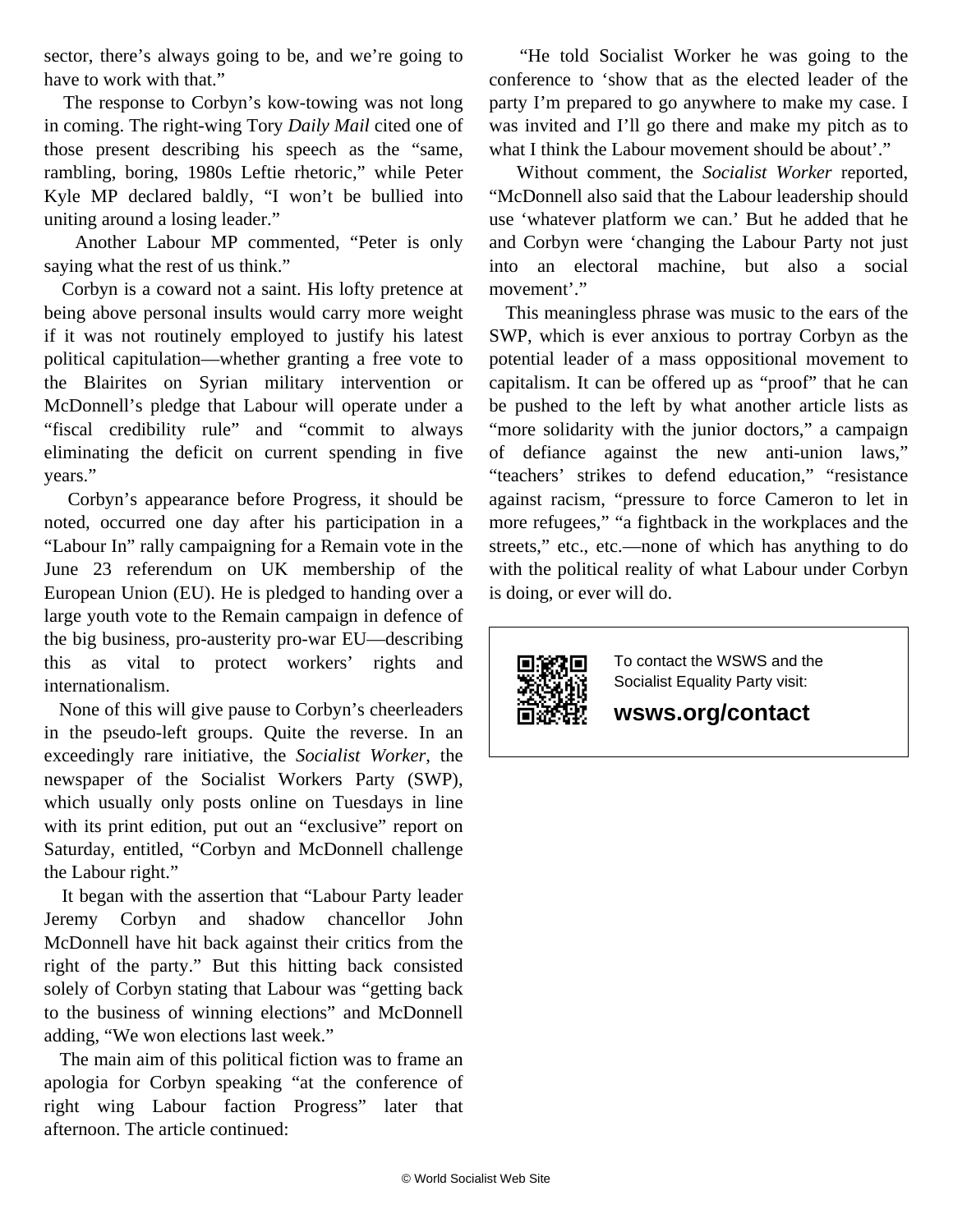sector, there's always going to be, and we're going to have to work with that."

The response to Corbyn's kow-towing was not long in coming. The right-wing Tory *Daily Mail* cited one of those present describing his speech as the "same, rambling, boring, 1980s Leftie rhetoric," while Peter Kyle MP declared baldly, "I won't be bullied into uniting around a losing leader."

Another Labour MP commented, "Peter is only saying what the rest of us think."

Corbyn is a coward not a saint. His lofty pretence at being above personal insults would carry more weight if it was not routinely employed to justify his latest political capitulation—whether granting a free vote to the Blairites on Syrian military intervention or McDonnell's pledge that Labour will operate under a "fiscal credibility rule" and "commit to always eliminating the deficit on current spending in five years."

Corbyn's appearance before Progress, it should be noted, occurred one day after his participation in a "Labour In" rally campaigning for a Remain vote in the June 23 referendum on UK membership of the European Union (EU). He is pledged to handing over a large youth vote to the Remain campaign in defence of the big business, pro-austerity pro-war EU—describing this as vital to protect workers' rights and internationalism.

None of this will give pause to Corbyn's cheerleaders in the pseudo-left groups. Quite the reverse. In an exceedingly rare initiative, the *Socialist Worker*, the newspaper of the Socialist Workers Party (SWP), which usually only posts online on Tuesdays in line with its print edition, put out an "exclusive" report on Saturday, entitled, "Corbyn and McDonnell challenge the Labour right."

It began with the assertion that "Labour Party leader Jeremy Corbyn and shadow chancellor John McDonnell have hit back against their critics from the right of the party." But this hitting back consisted solely of Corbyn stating that Labour was "getting back to the business of winning elections" and McDonnell adding, "We won elections last week."

The main aim of this political fiction was to frame an apologia for Corbyn speaking "at the conference of right wing Labour faction Progress" later that afternoon. The article continued:

"He told Socialist Worker he was going to the conference to 'show that as the elected leader of the party I'm prepared to go anywhere to make my case. I was invited and I'll go there and make my pitch as to what I think the Labour movement should be about'."

Without comment, the *Socialist Worker* reported, "McDonnell also said that the Labour leadership should use 'whatever platform we can.' But he added that he and Corbyn were 'changing the Labour Party not just into an electoral machine, but also a social movement'."

This meaningless phrase was music to the ears of the SWP, which is ever anxious to portray Corbyn as the potential leader of a mass oppositional movement to capitalism. It can be offered up as "proof" that he can be pushed to the left by what another article lists as "more solidarity with the junior doctors," a campaign of defiance against the new anti-union laws," "teachers' strikes to defend education," "resistance against racism, "pressure to force Cameron to let in more refugees," "a fightback in the workplaces and the streets," etc., etc.—none of which has anything to do with the political reality of what Labour under Corbyn is doing, or ever will do.

To contact the WSWS and the Socialist Equality Party visit:

**wsws.org/contact**